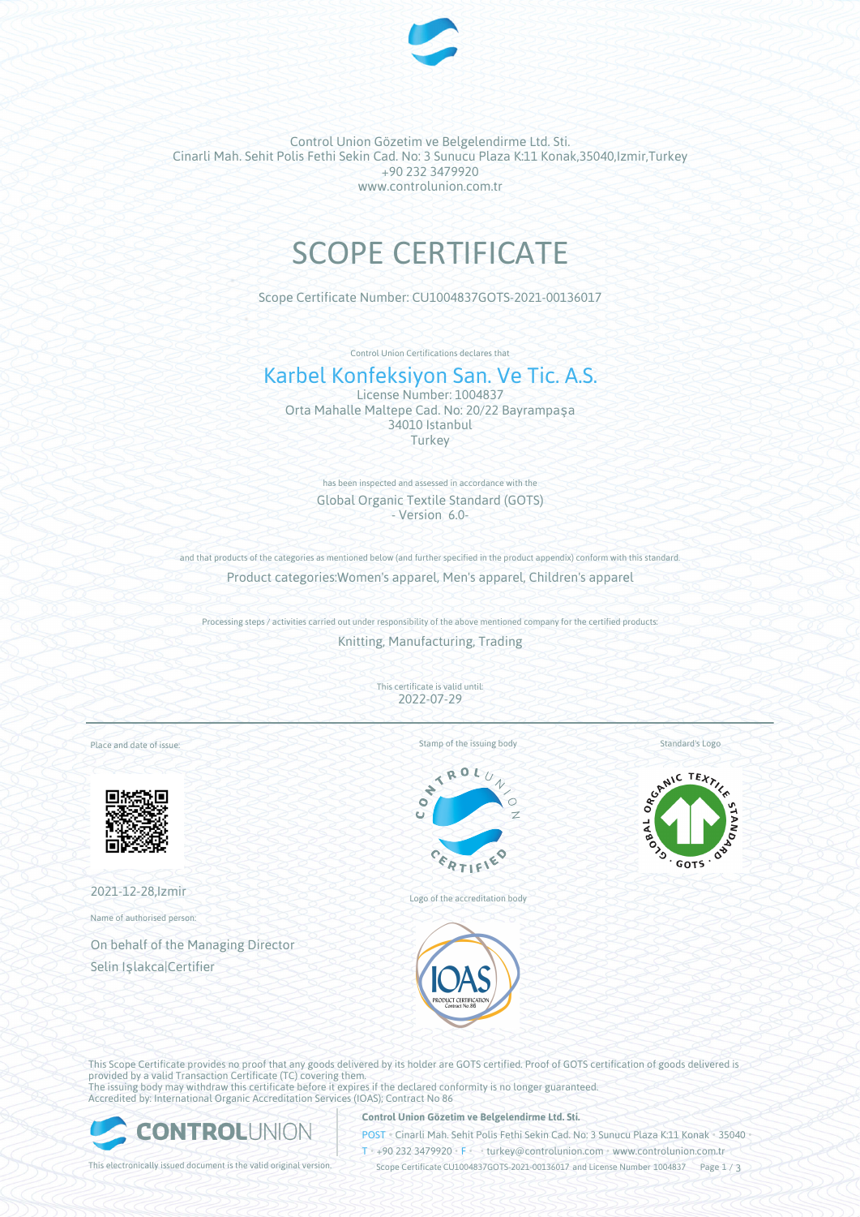Control Union Gözetim ve Belgelendirme Ltd. Sti.
Cinarli Mah. Sehit Polis Fethi Sekin Cad. No: 3 Sunucu Plaza K:11 Konak,35040,Izmir,Turkey
+90 232 3479920
www.controlunion.com.tr

# SCOPE CERTIFICATE

Scope Certificate Number: CU1004837GOTS-2021-00136017

Control Union Certifications declares that

## Karbel Konfeksiyon San. Ve Tic. A.S.

License Number: 1004837
Orta Mahalle Maltepe Cad. No: 20/22 Bayrampaşa
34010 Istanbul
Turkey

has been inspected and assessed in accordance with the

Global Organic Textile Standard (GOTS)
- Version 6.0-

and that products of the categories as mentioned below (and further specified in the product appendix) conform with this standard.

Product categories:Women's apparel, Men's apparel, Children's apparel

Processing steps / activities carried out under responsibility of the above mentioned company for the certified products:

Knitting, Manufacturing, Trading

This certificate is valid until:
2022-07-29

Place and date of issue:

2021-12-28,Izmir

Name of authorised person:

On behalf of the Managing Director
Selin Işlakca|Certifier

Stamp of the issuing body

Logo of the accreditation body

Standard's Logo

This Scope Certificate provides no proof that any goods delivered by its holder are GOTS certified. Proof of GOTS certification of goods delivered is provided by a valid Transaction Certificate (TC) covering them.
The issuing body may withdraw this certificate before it expires if the declared conformity is no longer guaranteed.
Accredited by: International Organic Accreditation Services (IOAS); Contract No 86

This electronically issued document is the valid original version.

**Control Union Gözetim ve Belgelendirme Ltd. Sti.**
POST • Cinarli Mah. Sehit Polis Fethi Sekin Cad. No: 3 Sunucu Plaza K:11 Konak • 35040 •
T • +90 232 3479920 • F • • turkey@controlunion.com • www.controlunion.com.tr
Scope Certificate CU1004837GOTS-2021-00136017 and License Number 1004837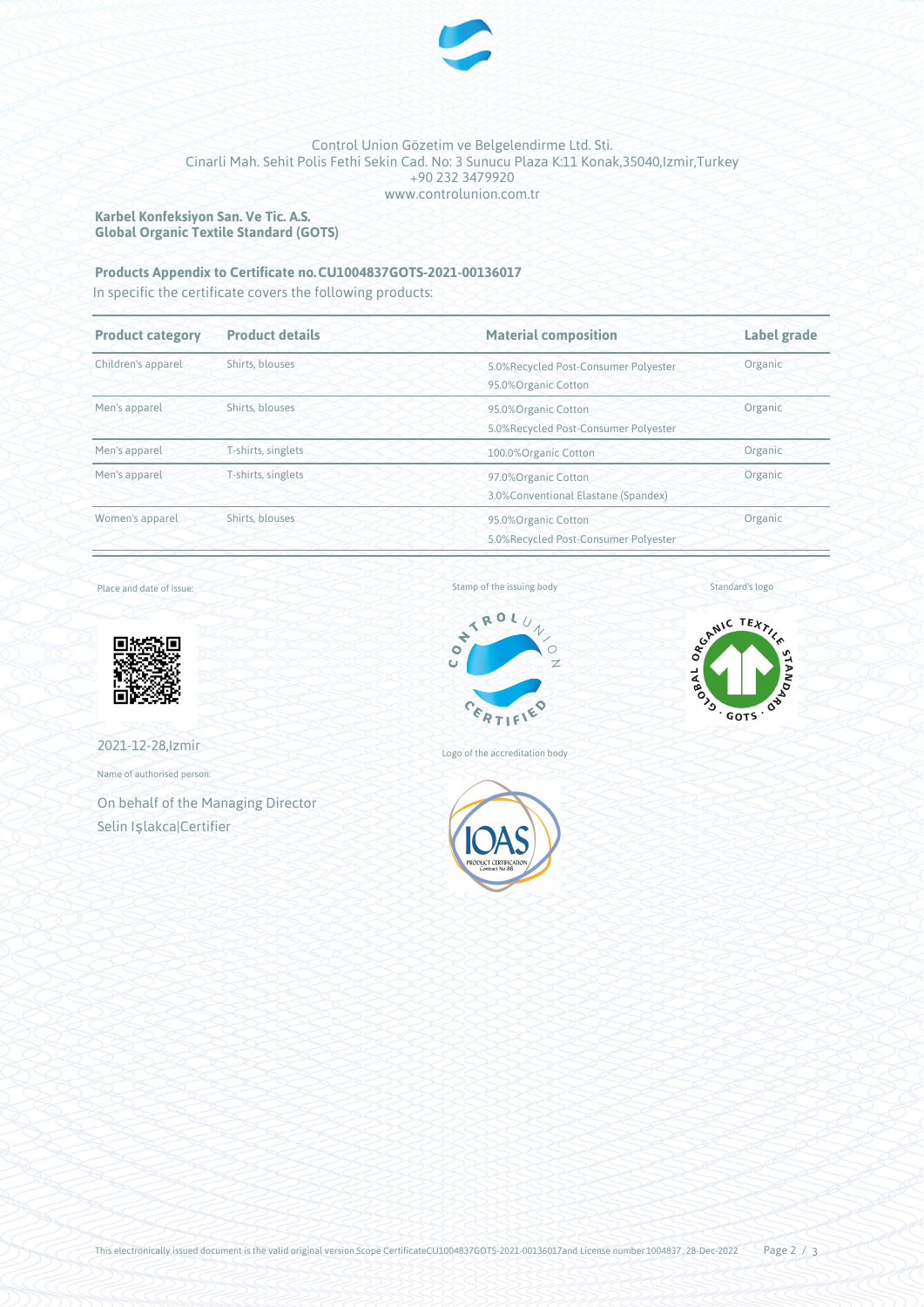Control Union Gözetim ve Belgelendirme Ltd. Sti.
Cinarli Mah. Sehit Polis Fethi Sekin Cad. No: 3 Sunucu Plaza K:11 Konak,35040,Izmir,Turkey
+90 232 3479920
www.controlunion.com.tr

**Karbel Konfeksiyon San. Ve Tic. A.S.**
**Global Organic Textile Standard (GOTS)**

**Products Appendix to Certificate no. CU1004837GOTS-2021-00136017**

In specific the certificate covers the following products:

| Product category | Product details | Material composition | Label grade |
|---|---|---|---|
| Children's apparel | Shirts, blouses | 5.0%Recycled Post-Consumer Polyester<br>95.0%Organic Cotton | Organic |
| Men's apparel | Shirts, blouses | 95.0%Organic Cotton<br>5.0%Recycled Post-Consumer Polyester | Organic |
| Men's apparel | T-shirts, singlets | 100.0%Organic Cotton | Organic |
| Men's apparel | T-shirts, singlets | 97.0%Organic Cotton<br>3.0%Conventional Elastane (Spandex) | Organic |
| Women's apparel | Shirts, blouses | 95.0%Organic Cotton<br>5.0%Recycled Post-Consumer Polyester | Organic |

Place and date of issue:

2021-12-28,Izmir

Name of authorised person:

On behalf of the Managing Director
Selin Işlakca|Certifier

Stamp of the issuing body

Standard's logo

Logo of the accreditation body

This electronically issued document is the valid original version.Scope CertificateCU1004837GOTS-2021-00136017and License number 1004837 , 28-Dec-2022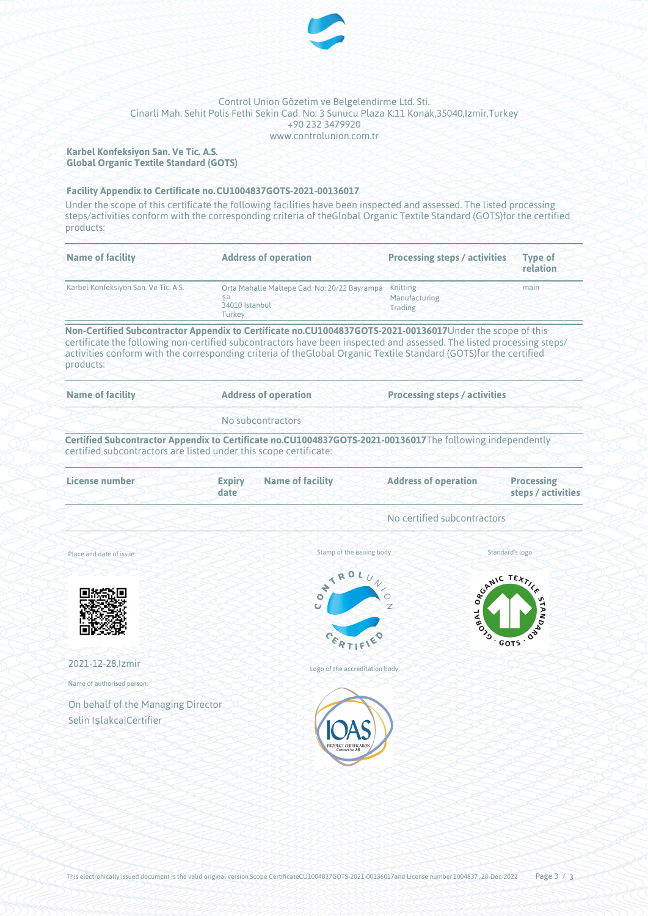Control Union Gözetim ve Belgelendirme Ltd. Sti.
Cinarli Mah. Sehit Polis Fethi Sekin Cad. No: 3 Sunucu Plaza K:11 Konak,35040,Izmir,Turkey
+90 232 3479920
www.controlunion.com.tr

**Karbel Konfeksiyon San. Ve Tic. A.S.**
**Global Organic Textile Standard (GOTS)**

**Facility Appendix to Certificate no. CU1004837GOTS-2021-00136017**

Under the scope of this certificate the following facilities have been inspected and assessed. The listed processing steps/activities conform with the corresponding criteria of theGlobal Organic Textile Standard (GOTS)for the certified products:

| Name of facility | Address of operation | Processing steps / activities | Type of relation |
| --- | --- | --- | --- |
| Karbel Konfeksiyon San. Ve Tic. A.S. | Orta Mahalle Maltepe Cad. No: 20/22 Bayrampaşa 34010 Istanbul Turkey | Knitting Manufacturing Trading | main |

**Non-Certified Subcontractor Appendix to Certificate no.CU1004837GOTS-2021-00136017**Under the scope of this certificate the following non-certified subcontractors have been inspected and assessed. The listed processing steps/ activities conform with the corresponding criteria of theGlobal Organic Textile Standard (GOTS)for the certified products:

| Name of facility | Address of operation | Processing steps / activities |
| --- | --- | --- |
| | No subcontractors | |

**Certified Subcontractor Appendix to Certificate no.CU1004837GOTS-2021-00136017**The following independently certified subcontractors are listed under this scope certificate:

| License number | Expiry date | Name of facility | Address of operation | Processing steps / activities |
| --- | --- | --- | --- | --- |
| | | | No certified subcontractors | |

Place and date of issue:

2021-12-28,Izmir

Name of authorised person:

On behalf of the Managing Director
Selin Işlakca|Certifier

Stamp of the issuing body

Standard's logo

Logo of the accreditation body

This electronically issued document is the valid original version.Scope CertificateCU1004837GOTS-2021-00136017and License number 1004837, 28-Dec-2022